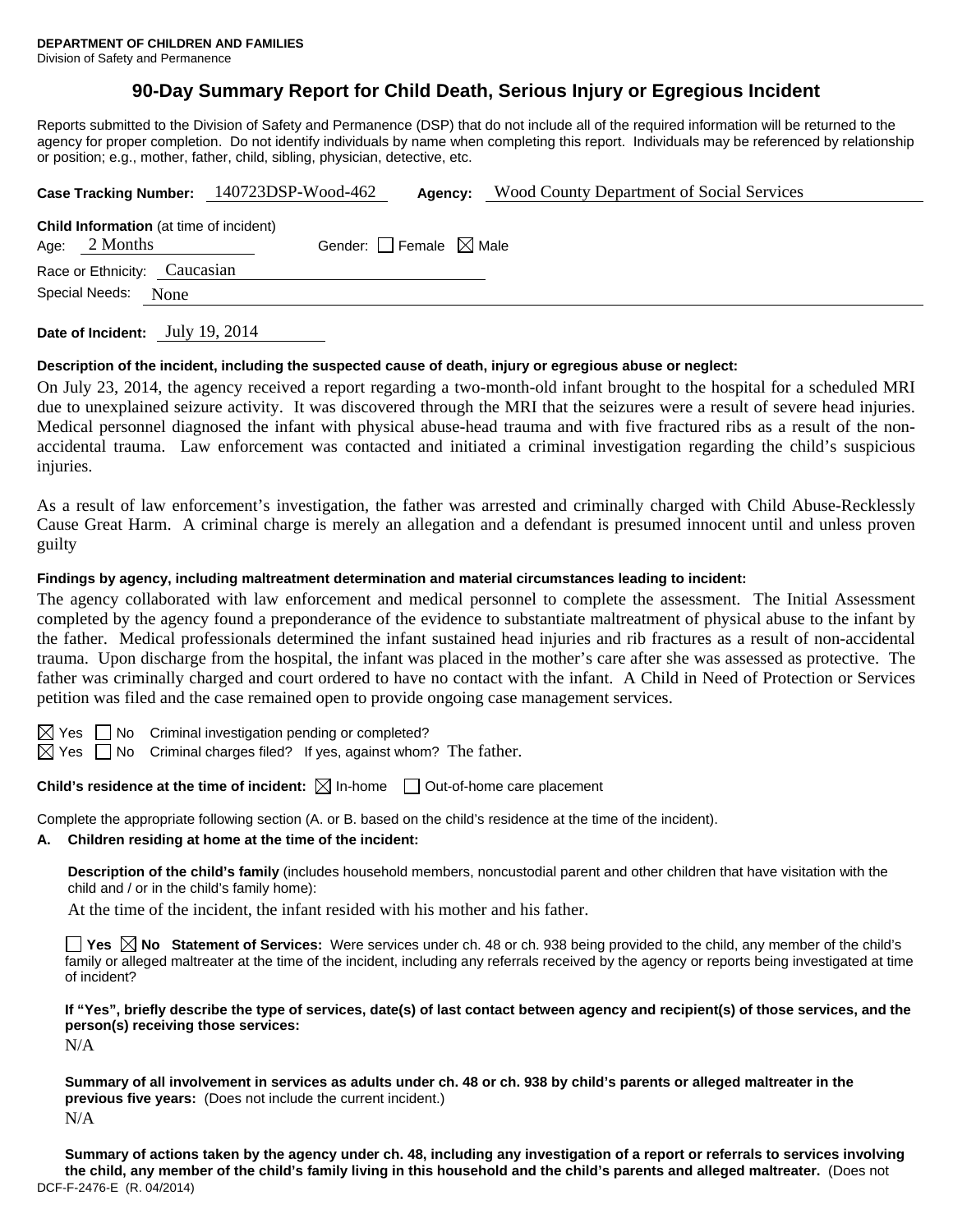**DEPARTMENT OF CHILDREN AND FAMILIES**
Division of Safety and Permanence

# 90-Day Summary Report for Child Death, Serious Injury or Egregious Incident

Reports submitted to the Division of Safety and Permanence (DSP) that do not include all of the required information will be returned to the agency for proper completion. Do not identify individuals by name when completing this report. Individuals may be referenced by relationship or position; e.g., mother, father, child, sibling, physician, detective, etc.

**Case Tracking Number:** 140723DSP-Wood-462 **Agency:** Wood County Department of Social Services

**Child Information** (at time of incident)
Age: 2 Months Gender: ☐ Female ☒ Male
Race or Ethnicity: Caucasian
Special Needs: None

**Date of Incident:** July 19, 2014

**Description of the incident, including the suspected cause of death, injury or egregious abuse or neglect:**

On July 23, 2014, the agency received a report regarding a two-month-old infant brought to the hospital for a scheduled MRI due to unexplained seizure activity. It was discovered through the MRI that the seizures were a result of severe head injuries. Medical personnel diagnosed the infant with physical abuse-head trauma and with five fractured ribs as a result of the non-accidental trauma. Law enforcement was contacted and initiated a criminal investigation regarding the child's suspicious injuries.

As a result of law enforcement's investigation, the father was arrested and criminally charged with Child Abuse-Recklessly Cause Great Harm. A criminal charge is merely an allegation and a defendant is presumed innocent until and unless proven guilty

**Findings by agency, including maltreatment determination and material circumstances leading to incident:**

The agency collaborated with law enforcement and medical personnel to complete the assessment. The Initial Assessment completed by the agency found a preponderance of the evidence to substantiate maltreatment of physical abuse to the infant by the father. Medical professionals determined the infant sustained head injuries and rib fractures as a result of non-accidental trauma. Upon discharge from the hospital, the infant was placed in the mother's care after she was assessed as protective. The father was criminally charged and court ordered to have no contact with the infant. A Child in Need of Protection or Services petition was filed and the case remained open to provide ongoing case management services.

☒ Yes ☐ No Criminal investigation pending or completed?
☒ Yes ☐ No Criminal charges filed? If yes, against whom? The father.

**Child's residence at the time of incident:** ☒ In-home ☐ Out-of-home care placement

Complete the appropriate following section (A. or B. based on the child's residence at the time of the incident).

**A. Children residing at home at the time of the incident:**

**Description of the child's family** (includes household members, noncustodial parent and other children that have visitation with the child and / or in the child's family home):

At the time of the incident, the infant resided with his mother and his father.

☐ **Yes** ☒ **No Statement of Services:** Were services under ch. 48 or ch. 938 being provided to the child, any member of the child's family or alleged maltreater at the time of the incident, including any referrals received by the agency or reports being investigated at time of incident?

**If "Yes", briefly describe the type of services, date(s) of last contact between agency and recipient(s) of those services, and the person(s) receiving those services:**

N/A

**Summary of all involvement in services as adults under ch. 48 or ch. 938 by child's parents or alleged maltreater in the previous five years:** (Does not include the current incident.)

N/A

**Summary of actions taken by the agency under ch. 48, including any investigation of a report or referrals to services involving the child, any member of the child's family living in this household and the child's parents and alleged maltreater.** (Does not

DCF-F-2476-E (R. 04/2014)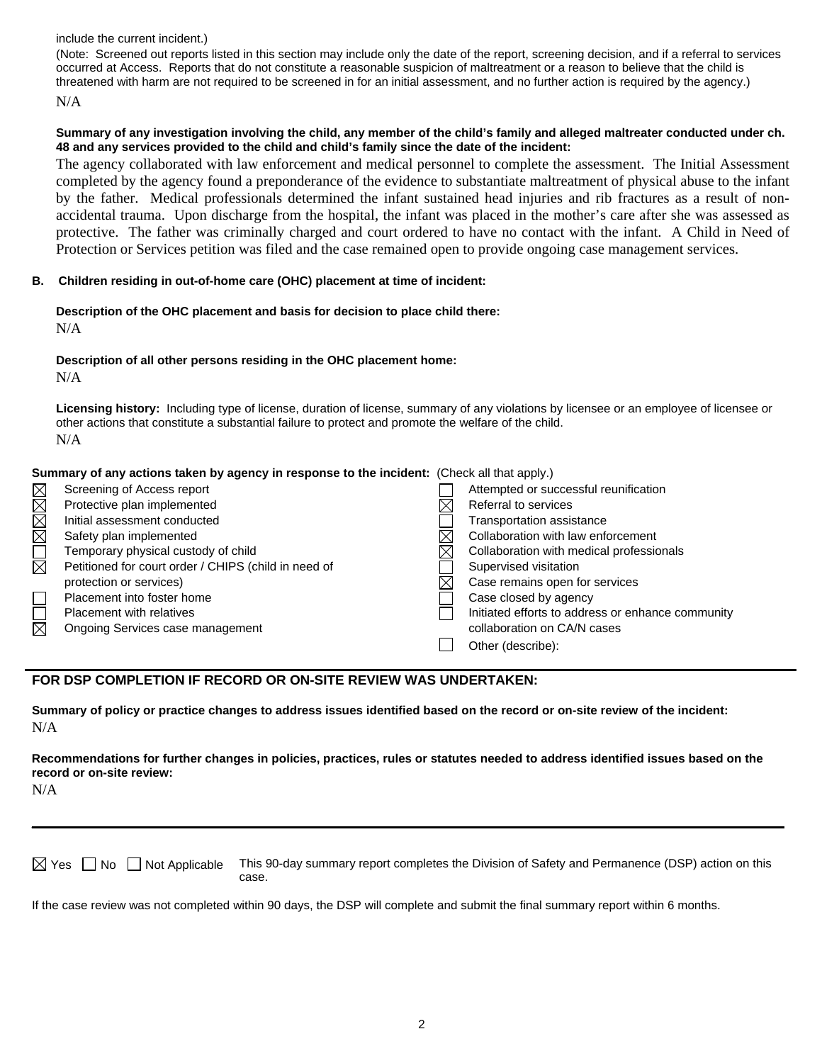include the current incident.)

(Note: Screened out reports listed in this section may include only the date of the report, screening decision, and if a referral to services occurred at Access. Reports that do not constitute a reasonable suspicion of maltreatment or a reason to believe that the child is threatened with harm are not required to be screened in for an initial assessment, and no further action is required by the agency.)

N/A

**Summary of any investigation involving the child, any member of the child's family and alleged maltreater conducted under ch. 48 and any services provided to the child and child's family since the date of the incident:**

The agency collaborated with law enforcement and medical personnel to complete the assessment. The Initial Assessment completed by the agency found a preponderance of the evidence to substantiate maltreatment of physical abuse to the infant by the father. Medical professionals determined the infant sustained head injuries and rib fractures as a result of non-accidental trauma. Upon discharge from the hospital, the infant was placed in the mother's care after she was assessed as protective. The father was criminally charged and court ordered to have no contact with the infant. A Child in Need of Protection or Services petition was filed and the case remained open to provide ongoing case management services.

**B. Children residing in out-of-home care (OHC) placement at time of incident:**

**Description of the OHC placement and basis for decision to place child there:**

N/A

**Description of all other persons residing in the OHC placement home:**

N/A

**Licensing history:** Including type of license, duration of license, summary of any violations by licensee or an employee of licensee or other actions that constitute a substantial failure to protect and promote the welfare of the child.

N/A

**Summary of any actions taken by agency in response to the incident:** (Check all that apply.)

- [x] Screening of Access report
- [x] Protective plan implemented
- [x] Initial assessment conducted
- [x] Safety plan implemented
- [ ] Temporary physical custody of child
- [x] Petitioned for court order / CHIPS (child in need of protection or services)
- [ ] Placement into foster home
- [ ] Placement with relatives
- [x] Ongoing Services case management
- [ ] Attempted or successful reunification
- [x] Referral to services
- [ ] Transportation assistance
- [x] Collaboration with law enforcement
- [x] Collaboration with medical professionals
- [ ] Supervised visitation
- [x] Case remains open for services
- [ ] Case closed by agency
- [ ] Initiated efforts to address or enhance community collaboration on CA/N cases
- [ ] Other (describe):

## FOR DSP COMPLETION IF RECORD OR ON-SITE REVIEW WAS UNDERTAKEN:

**Summary of policy or practice changes to address issues identified based on the record or on-site review of the incident:**

N/A

**Recommendations for further changes in policies, practices, rules or statutes needed to address identified issues based on the record or on-site review:**

N/A

☒ Yes ☐ No ☐ Not Applicable This 90-day summary report completes the Division of Safety and Permanence (DSP) action on this case.

If the case review was not completed within 90 days, the DSP will complete and submit the final summary report within 6 months.